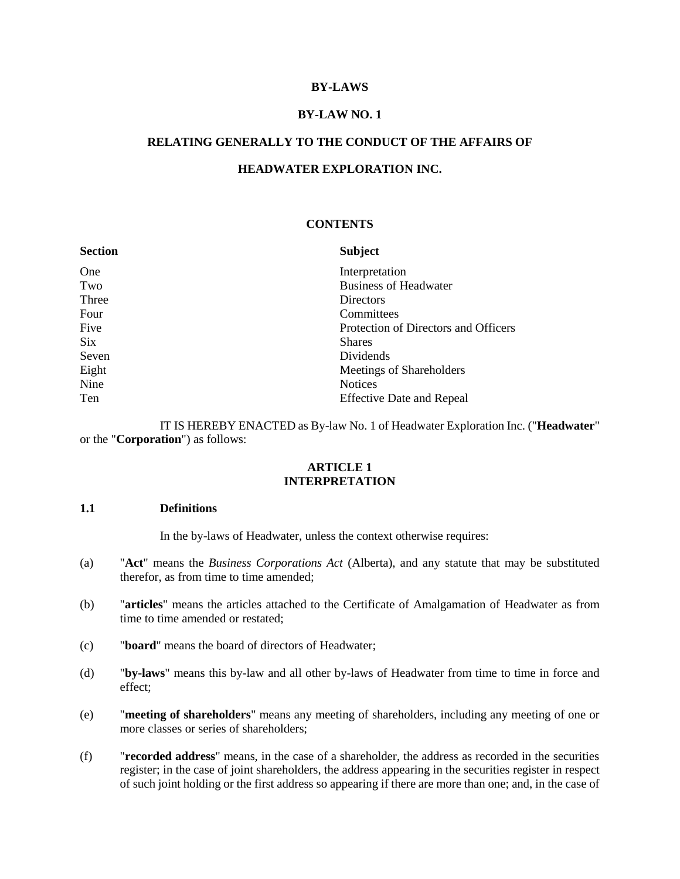# BY-LAWS

## BY-LAW NO. 1

## RELATING GENERALLY TO THE CONDUCT OF THE AFFAIRS OF

## HEADWATER EXPLORATION INC.

### CONTENTS

| Section | Subject |
|---|---|
| One | Interpretation |
| Two | Business of Headwater |
| Three | Directors |
| Four | Committees |
| Five | Protection of Directors and Officers |
| Six | Shares |
| Seven | Dividends |
| Eight | Meetings of Shareholders |
| Nine | Notices |
| Ten | Effective Date and Repeal |

IT IS HEREBY ENACTED as By-law No. 1 of Headwater Exploration Inc. ("**Headwater**" or the "**Corporation**") as follows:

## ARTICLE 1
## INTERPRETATION

### 1.1 Definitions

In the by-laws of Headwater, unless the context otherwise requires:

(a) "**Act**" means the *Business Corporations Act* (Alberta), and any statute that may be substituted therefor, as from time to time amended;

(b) "**articles**" means the articles attached to the Certificate of Amalgamation of Headwater as from time to time amended or restated;

(c) "**board**" means the board of directors of Headwater;

(d) "**by-laws**" means this by-law and all other by-laws of Headwater from time to time in force and effect;

(e) "**meeting of shareholders**" means any meeting of shareholders, including any meeting of one or more classes or series of shareholders;

(f) "**recorded address**" means, in the case of a shareholder, the address as recorded in the securities register; in the case of joint shareholders, the address appearing in the securities register in respect of such joint holding or the first address so appearing if there are more than one; and, in the case of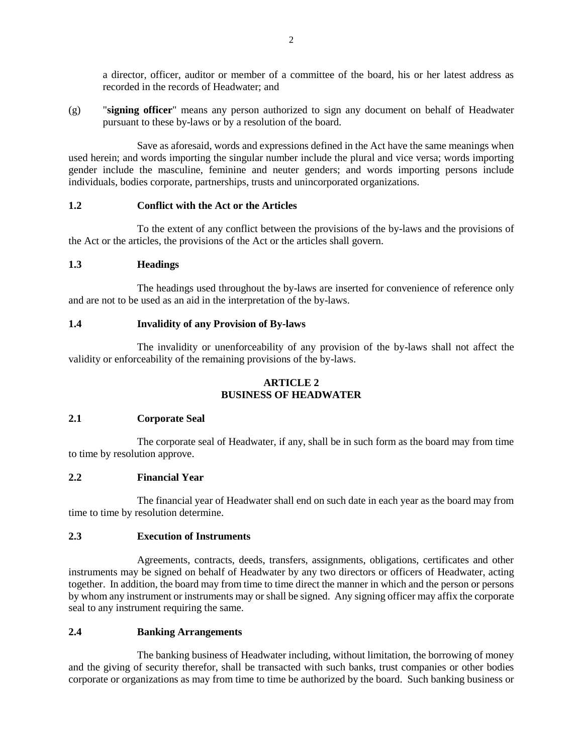a director, officer, auditor or member of a committee of the board, his or her latest address as recorded in the records of Headwater; and

(g) "**signing officer**" means any person authorized to sign any document on behalf of Headwater pursuant to these by-laws or by a resolution of the board.

Save as aforesaid, words and expressions defined in the Act have the same meanings when used herein; and words importing the singular number include the plural and vice versa; words importing gender include the masculine, feminine and neuter genders; and words importing persons include individuals, bodies corporate, partnerships, trusts and unincorporated organizations.

### 1.2 Conflict with the Act or the Articles

To the extent of any conflict between the provisions of the by-laws and the provisions of the Act or the articles, the provisions of the Act or the articles shall govern.

### 1.3 Headings

The headings used throughout the by-laws are inserted for convenience of reference only and are not to be used as an aid in the interpretation of the by-laws.

### 1.4 Invalidity of any Provision of By-laws

The invalidity or unenforceability of any provision of the by-laws shall not affect the validity or enforceability of the remaining provisions of the by-laws.

## ARTICLE 2
## BUSINESS OF HEADWATER

### 2.1 Corporate Seal

The corporate seal of Headwater, if any, shall be in such form as the board may from time to time by resolution approve.

### 2.2 Financial Year

The financial year of Headwater shall end on such date in each year as the board may from time to time by resolution determine.

### 2.3 Execution of Instruments

Agreements, contracts, deeds, transfers, assignments, obligations, certificates and other instruments may be signed on behalf of Headwater by any two directors or officers of Headwater, acting together. In addition, the board may from time to time direct the manner in which and the person or persons by whom any instrument or instruments may or shall be signed. Any signing officer may affix the corporate seal to any instrument requiring the same.

### 2.4 Banking Arrangements

The banking business of Headwater including, without limitation, the borrowing of money and the giving of security therefor, shall be transacted with such banks, trust companies or other bodies corporate or organizations as may from time to time be authorized by the board. Such banking business or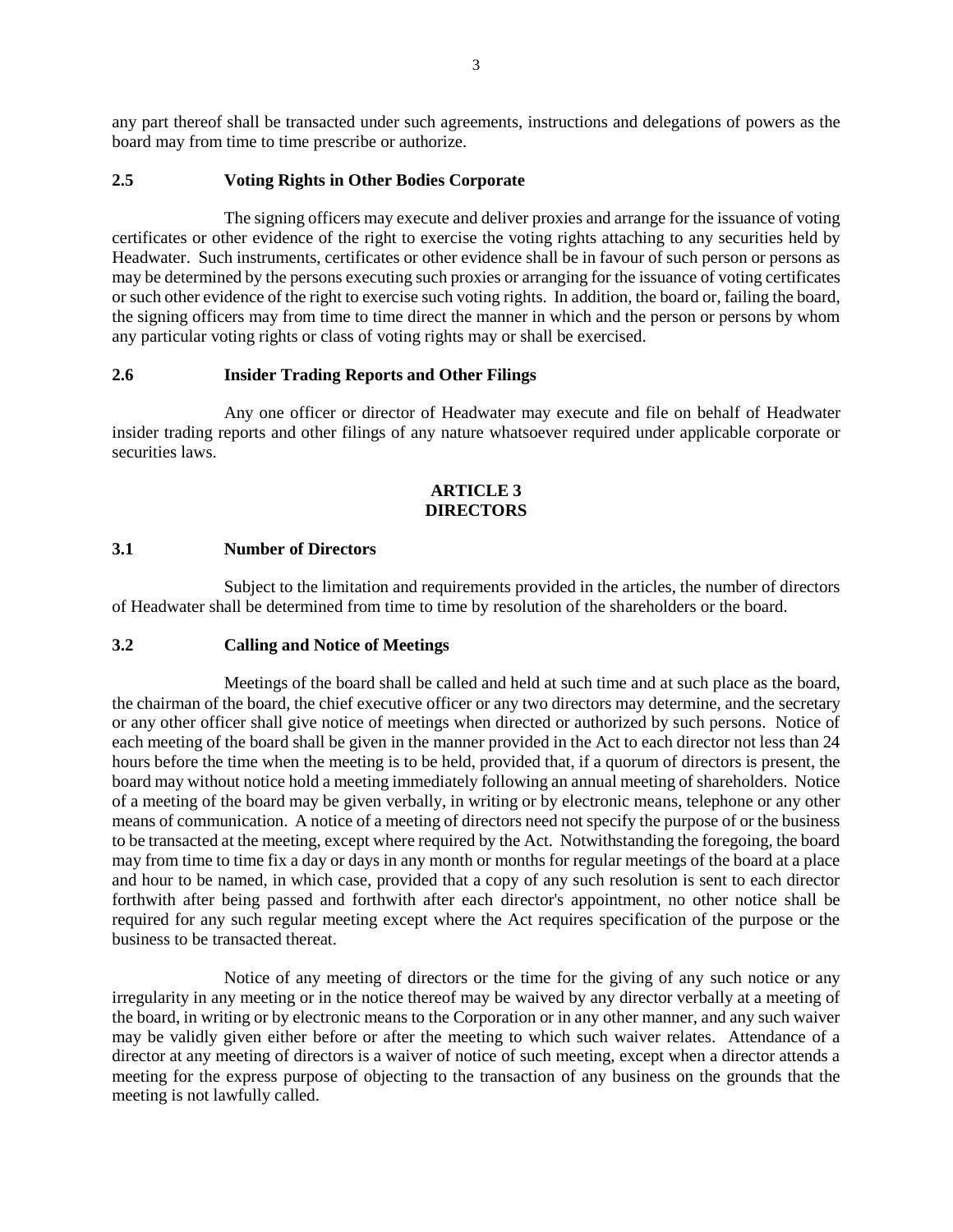any part thereof shall be transacted under such agreements, instructions and delegations of powers as the board may from time to time prescribe or authorize.

### 2.5 Voting Rights in Other Bodies Corporate

The signing officers may execute and deliver proxies and arrange for the issuance of voting certificates or other evidence of the right to exercise the voting rights attaching to any securities held by Headwater. Such instruments, certificates or other evidence shall be in favour of such person or persons as may be determined by the persons executing such proxies or arranging for the issuance of voting certificates or such other evidence of the right to exercise such voting rights. In addition, the board or, failing the board, the signing officers may from time to time direct the manner in which and the person or persons by whom any particular voting rights or class of voting rights may or shall be exercised.

### 2.6 Insider Trading Reports and Other Filings

Any one officer or director of Headwater may execute and file on behalf of Headwater insider trading reports and other filings of any nature whatsoever required under applicable corporate or securities laws.

## ARTICLE 3
## DIRECTORS

### 3.1 Number of Directors

Subject to the limitation and requirements provided in the articles, the number of directors of Headwater shall be determined from time to time by resolution of the shareholders or the board.

### 3.2 Calling and Notice of Meetings

Meetings of the board shall be called and held at such time and at such place as the board, the chairman of the board, the chief executive officer or any two directors may determine, and the secretary or any other officer shall give notice of meetings when directed or authorized by such persons. Notice of each meeting of the board shall be given in the manner provided in the Act to each director not less than 24 hours before the time when the meeting is to be held, provided that, if a quorum of directors is present, the board may without notice hold a meeting immediately following an annual meeting of shareholders. Notice of a meeting of the board may be given verbally, in writing or by electronic means, telephone or any other means of communication. A notice of a meeting of directors need not specify the purpose of or the business to be transacted at the meeting, except where required by the Act. Notwithstanding the foregoing, the board may from time to time fix a day or days in any month or months for regular meetings of the board at a place and hour to be named, in which case, provided that a copy of any such resolution is sent to each director forthwith after being passed and forthwith after each director's appointment, no other notice shall be required for any such regular meeting except where the Act requires specification of the purpose or the business to be transacted thereat.

Notice of any meeting of directors or the time for the giving of any such notice or any irregularity in any meeting or in the notice thereof may be waived by any director verbally at a meeting of the board, in writing or by electronic means to the Corporation or in any other manner, and any such waiver may be validly given either before or after the meeting to which such waiver relates. Attendance of a director at any meeting of directors is a waiver of notice of such meeting, except when a director attends a meeting for the express purpose of objecting to the transaction of any business on the grounds that the meeting is not lawfully called.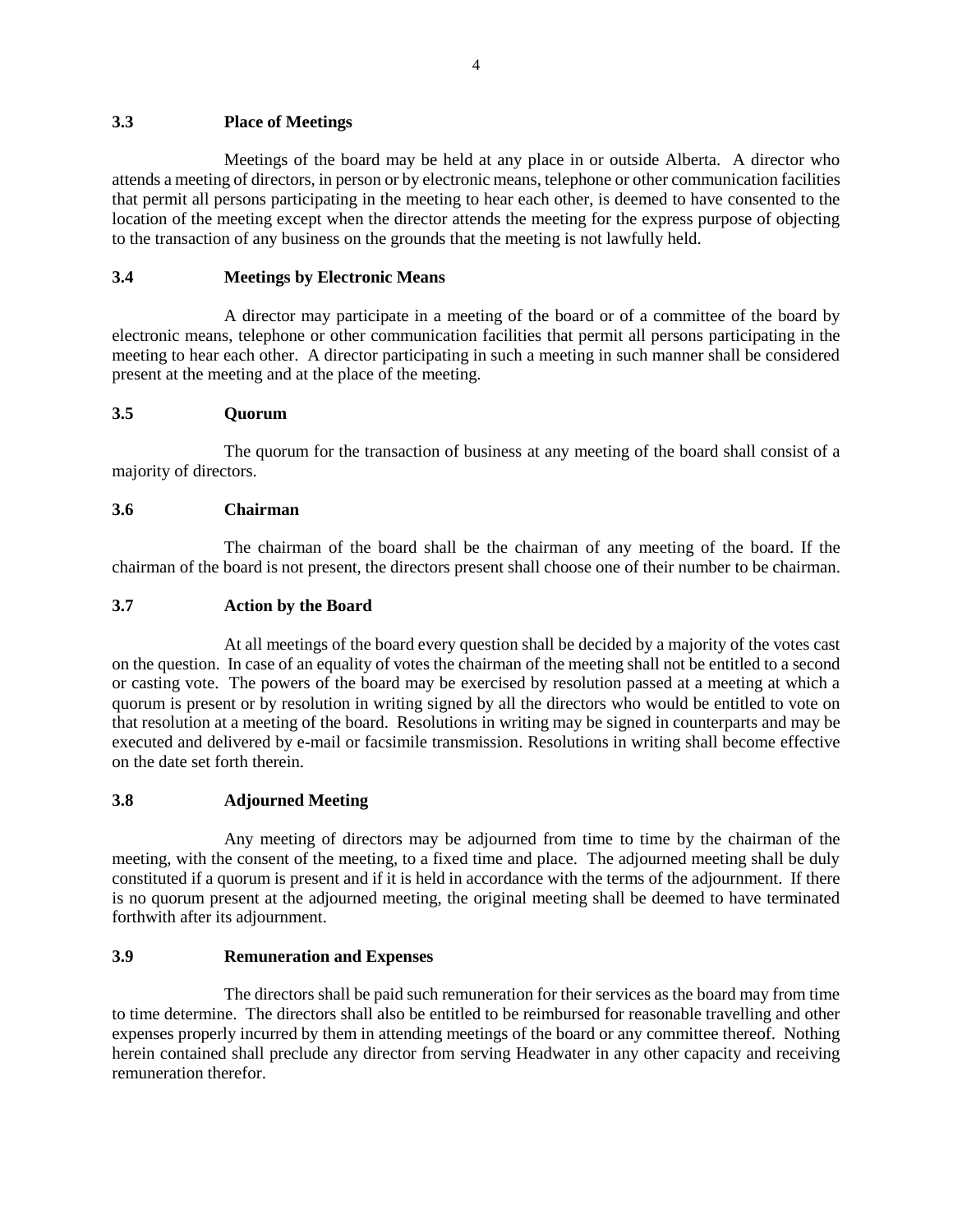### 3.3 Place of Meetings

Meetings of the board may be held at any place in or outside Alberta. A director who attends a meeting of directors, in person or by electronic means, telephone or other communication facilities that permit all persons participating in the meeting to hear each other, is deemed to have consented to the location of the meeting except when the director attends the meeting for the express purpose of objecting to the transaction of any business on the grounds that the meeting is not lawfully held.

### 3.4 Meetings by Electronic Means

A director may participate in a meeting of the board or of a committee of the board by electronic means, telephone or other communication facilities that permit all persons participating in the meeting to hear each other. A director participating in such a meeting in such manner shall be considered present at the meeting and at the place of the meeting.

### 3.5 Quorum

The quorum for the transaction of business at any meeting of the board shall consist of a majority of directors.

### 3.6 Chairman

The chairman of the board shall be the chairman of any meeting of the board. If the chairman of the board is not present, the directors present shall choose one of their number to be chairman.

### 3.7 Action by the Board

At all meetings of the board every question shall be decided by a majority of the votes cast on the question. In case of an equality of votes the chairman of the meeting shall not be entitled to a second or casting vote. The powers of the board may be exercised by resolution passed at a meeting at which a quorum is present or by resolution in writing signed by all the directors who would be entitled to vote on that resolution at a meeting of the board. Resolutions in writing may be signed in counterparts and may be executed and delivered by e-mail or facsimile transmission. Resolutions in writing shall become effective on the date set forth therein.

### 3.8 Adjourned Meeting

Any meeting of directors may be adjourned from time to time by the chairman of the meeting, with the consent of the meeting, to a fixed time and place. The adjourned meeting shall be duly constituted if a quorum is present and if it is held in accordance with the terms of the adjournment. If there is no quorum present at the adjourned meeting, the original meeting shall be deemed to have terminated forthwith after its adjournment.

### 3.9 Remuneration and Expenses

The directors shall be paid such remuneration for their services as the board may from time to time determine. The directors shall also be entitled to be reimbursed for reasonable travelling and other expenses properly incurred by them in attending meetings of the board or any committee thereof. Nothing herein contained shall preclude any director from serving Headwater in any other capacity and receiving remuneration therefor.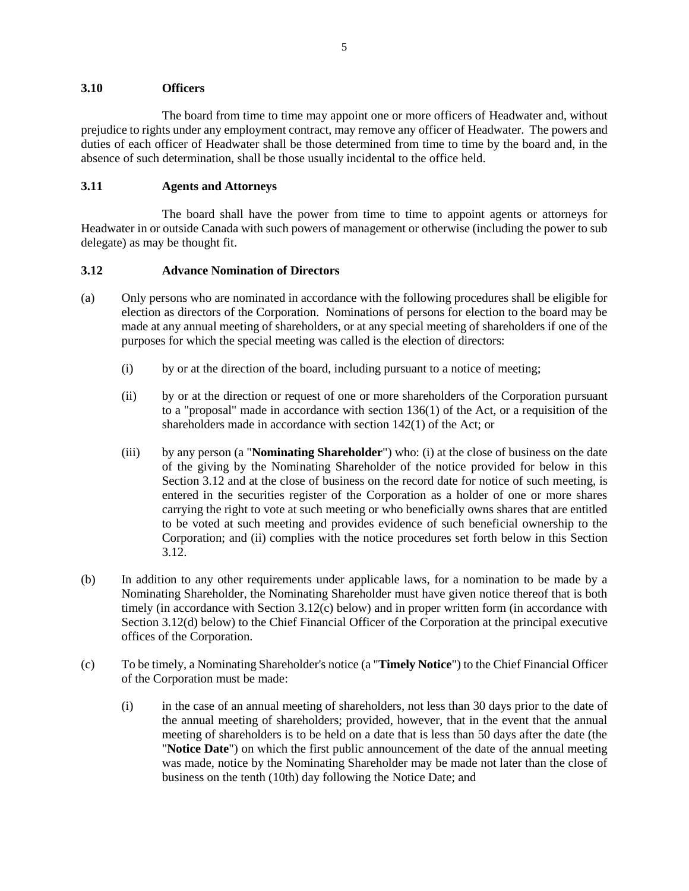### 3.10 Officers

The board from time to time may appoint one or more officers of Headwater and, without prejudice to rights under any employment contract, may remove any officer of Headwater. The powers and duties of each officer of Headwater shall be those determined from time to time by the board and, in the absence of such determination, shall be those usually incidental to the office held.

### 3.11 Agents and Attorneys

The board shall have the power from time to time to appoint agents or attorneys for Headwater in or outside Canada with such powers of management or otherwise (including the power to sub delegate) as may be thought fit.

### 3.12 Advance Nomination of Directors

(a) Only persons who are nominated in accordance with the following procedures shall be eligible for election as directors of the Corporation. Nominations of persons for election to the board may be made at any annual meeting of shareholders, or at any special meeting of shareholders if one of the purposes for which the special meeting was called is the election of directors:

  (i) by or at the direction of the board, including pursuant to a notice of meeting;

  (ii) by or at the direction or request of one or more shareholders of the Corporation pursuant to a "proposal" made in accordance with section 136(1) of the Act, or a requisition of the shareholders made in accordance with section 142(1) of the Act; or

  (iii) by any person (a "**Nominating Shareholder**") who: (i) at the close of business on the date of the giving by the Nominating Shareholder of the notice provided for below in this Section 3.12 and at the close of business on the record date for notice of such meeting, is entered in the securities register of the Corporation as a holder of one or more shares carrying the right to vote at such meeting or who beneficially owns shares that are entitled to be voted at such meeting and provides evidence of such beneficial ownership to the Corporation; and (ii) complies with the notice procedures set forth below in this Section 3.12.

(b) In addition to any other requirements under applicable laws, for a nomination to be made by a Nominating Shareholder, the Nominating Shareholder must have given notice thereof that is both timely (in accordance with Section 3.12(c) below) and in proper written form (in accordance with Section 3.12(d) below) to the Chief Financial Officer of the Corporation at the principal executive offices of the Corporation.

(c) To be timely, a Nominating Shareholder's notice (a "**Timely Notice**") to the Chief Financial Officer of the Corporation must be made:

  (i) in the case of an annual meeting of shareholders, not less than 30 days prior to the date of the annual meeting of shareholders; provided, however, that in the event that the annual meeting of shareholders is to be held on a date that is less than 50 days after the date (the "**Notice Date**") on which the first public announcement of the date of the annual meeting was made, notice by the Nominating Shareholder may be made not later than the close of business on the tenth (10th) day following the Notice Date; and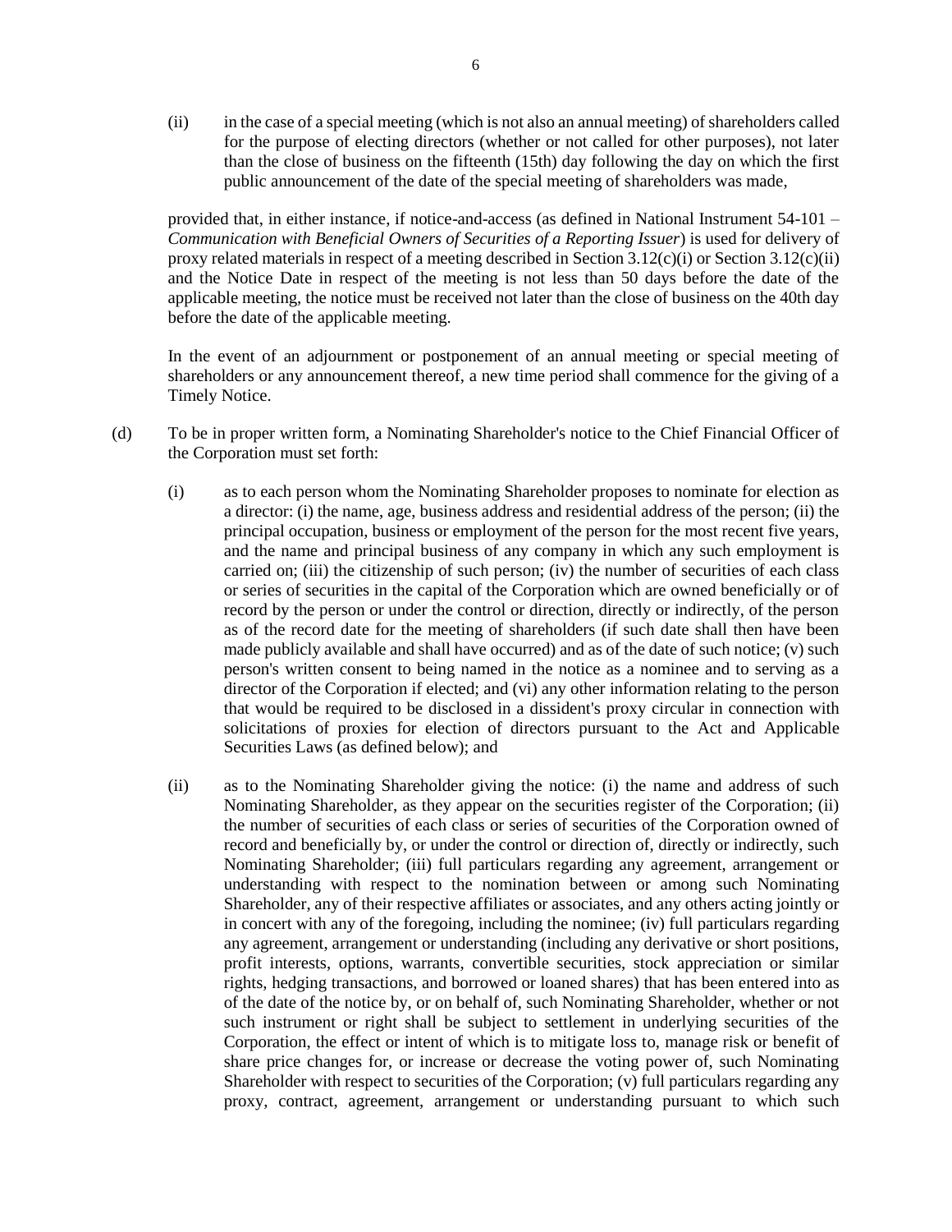(ii) in the case of a special meeting (which is not also an annual meeting) of shareholders called for the purpose of electing directors (whether or not called for other purposes), not later than the close of business on the fifteenth (15th) day following the day on which the first public announcement of the date of the special meeting of shareholders was made,

provided that, in either instance, if notice-and-access (as defined in National Instrument 54-101 – *Communication with Beneficial Owners of Securities of a Reporting Issuer*) is used for delivery of proxy related materials in respect of a meeting described in Section 3.12(c)(i) or Section 3.12(c)(ii) and the Notice Date in respect of the meeting is not less than 50 days before the date of the applicable meeting, the notice must be received not later than the close of business on the 40th day before the date of the applicable meeting.

In the event of an adjournment or postponement of an annual meeting or special meeting of shareholders or any announcement thereof, a new time period shall commence for the giving of a Timely Notice.

(d) To be in proper written form, a Nominating Shareholder's notice to the Chief Financial Officer of the Corporation must set forth:

(i) as to each person whom the Nominating Shareholder proposes to nominate for election as a director: (i) the name, age, business address and residential address of the person; (ii) the principal occupation, business or employment of the person for the most recent five years, and the name and principal business of any company in which any such employment is carried on; (iii) the citizenship of such person; (iv) the number of securities of each class or series of securities in the capital of the Corporation which are owned beneficially or of record by the person or under the control or direction, directly or indirectly, of the person as of the record date for the meeting of shareholders (if such date shall then have been made publicly available and shall have occurred) and as of the date of such notice; (v) such person's written consent to being named in the notice as a nominee and to serving as a director of the Corporation if elected; and (vi) any other information relating to the person that would be required to be disclosed in a dissident's proxy circular in connection with solicitations of proxies for election of directors pursuant to the Act and Applicable Securities Laws (as defined below); and

(ii) as to the Nominating Shareholder giving the notice: (i) the name and address of such Nominating Shareholder, as they appear on the securities register of the Corporation; (ii) the number of securities of each class or series of securities of the Corporation owned of record and beneficially by, or under the control or direction of, directly or indirectly, such Nominating Shareholder; (iii) full particulars regarding any agreement, arrangement or understanding with respect to the nomination between or among such Nominating Shareholder, any of their respective affiliates or associates, and any others acting jointly or in concert with any of the foregoing, including the nominee; (iv) full particulars regarding any agreement, arrangement or understanding (including any derivative or short positions, profit interests, options, warrants, convertible securities, stock appreciation or similar rights, hedging transactions, and borrowed or loaned shares) that has been entered into as of the date of the notice by, or on behalf of, such Nominating Shareholder, whether or not such instrument or right shall be subject to settlement in underlying securities of the Corporation, the effect or intent of which is to mitigate loss to, manage risk or benefit of share price changes for, or increase or decrease the voting power of, such Nominating Shareholder with respect to securities of the Corporation; (v) full particulars regarding any proxy, contract, agreement, arrangement or understanding pursuant to which such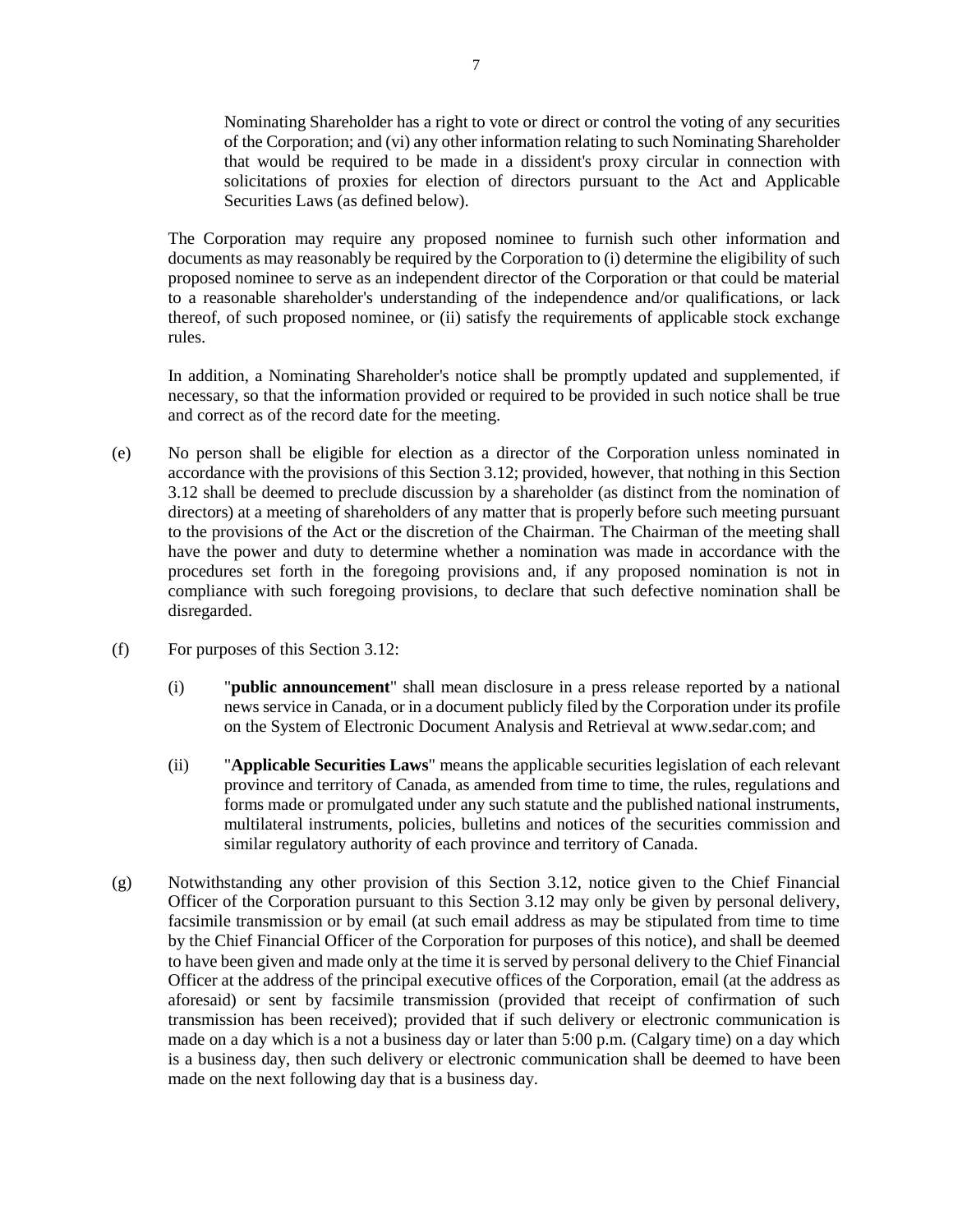Nominating Shareholder has a right to vote or direct or control the voting of any securities of the Corporation; and (vi) any other information relating to such Nominating Shareholder that would be required to be made in a dissident's proxy circular in connection with solicitations of proxies for election of directors pursuant to the Act and Applicable Securities Laws (as defined below).

The Corporation may require any proposed nominee to furnish such other information and documents as may reasonably be required by the Corporation to (i) determine the eligibility of such proposed nominee to serve as an independent director of the Corporation or that could be material to a reasonable shareholder's understanding of the independence and/or qualifications, or lack thereof, of such proposed nominee, or (ii) satisfy the requirements of applicable stock exchange rules.

In addition, a Nominating Shareholder's notice shall be promptly updated and supplemented, if necessary, so that the information provided or required to be provided in such notice shall be true and correct as of the record date for the meeting.

(e) No person shall be eligible for election as a director of the Corporation unless nominated in accordance with the provisions of this Section 3.12; provided, however, that nothing in this Section 3.12 shall be deemed to preclude discussion by a shareholder (as distinct from the nomination of directors) at a meeting of shareholders of any matter that is properly before such meeting pursuant to the provisions of the Act or the discretion of the Chairman. The Chairman of the meeting shall have the power and duty to determine whether a nomination was made in accordance with the procedures set forth in the foregoing provisions and, if any proposed nomination is not in compliance with such foregoing provisions, to declare that such defective nomination shall be disregarded.

(f) For purposes of this Section 3.12:

(i) "**public announcement**" shall mean disclosure in a press release reported by a national news service in Canada, or in a document publicly filed by the Corporation under its profile on the System of Electronic Document Analysis and Retrieval at www.sedar.com; and

(ii) "**Applicable Securities Laws**" means the applicable securities legislation of each relevant province and territory of Canada, as amended from time to time, the rules, regulations and forms made or promulgated under any such statute and the published national instruments, multilateral instruments, policies, bulletins and notices of the securities commission and similar regulatory authority of each province and territory of Canada.

(g) Notwithstanding any other provision of this Section 3.12, notice given to the Chief Financial Officer of the Corporation pursuant to this Section 3.12 may only be given by personal delivery, facsimile transmission or by email (at such email address as may be stipulated from time to time by the Chief Financial Officer of the Corporation for purposes of this notice), and shall be deemed to have been given and made only at the time it is served by personal delivery to the Chief Financial Officer at the address of the principal executive offices of the Corporation, email (at the address as aforesaid) or sent by facsimile transmission (provided that receipt of confirmation of such transmission has been received); provided that if such delivery or electronic communication is made on a day which is a not a business day or later than 5:00 p.m. (Calgary time) on a day which is a business day, then such delivery or electronic communication shall be deemed to have been made on the next following day that is a business day.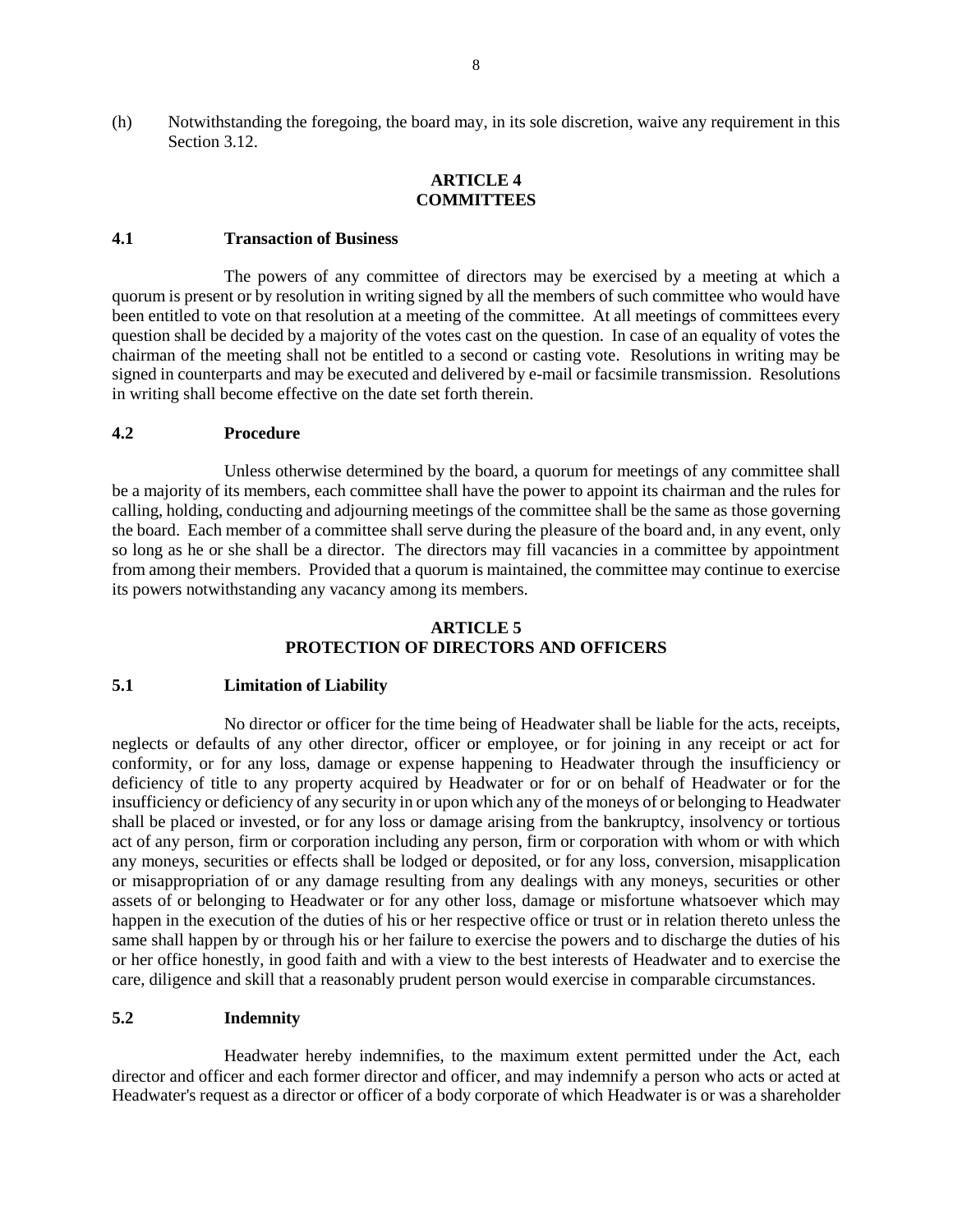(h) Notwithstanding the foregoing, the board may, in its sole discretion, waive any requirement in this Section 3.12.

## ARTICLE 4
## COMMITTEES

### 4.1 Transaction of Business

The powers of any committee of directors may be exercised by a meeting at which a quorum is present or by resolution in writing signed by all the members of such committee who would have been entitled to vote on that resolution at a meeting of the committee. At all meetings of committees every question shall be decided by a majority of the votes cast on the question. In case of an equality of votes the chairman of the meeting shall not be entitled to a second or casting vote. Resolutions in writing may be signed in counterparts and may be executed and delivered by e-mail or facsimile transmission. Resolutions in writing shall become effective on the date set forth therein.

### 4.2 Procedure

Unless otherwise determined by the board, a quorum for meetings of any committee shall be a majority of its members, each committee shall have the power to appoint its chairman and the rules for calling, holding, conducting and adjourning meetings of the committee shall be the same as those governing the board. Each member of a committee shall serve during the pleasure of the board and, in any event, only so long as he or she shall be a director. The directors may fill vacancies in a committee by appointment from among their members. Provided that a quorum is maintained, the committee may continue to exercise its powers notwithstanding any vacancy among its members.

## ARTICLE 5
## PROTECTION OF DIRECTORS AND OFFICERS

### 5.1 Limitation of Liability

No director or officer for the time being of Headwater shall be liable for the acts, receipts, neglects or defaults of any other director, officer or employee, or for joining in any receipt or act for conformity, or for any loss, damage or expense happening to Headwater through the insufficiency or deficiency of title to any property acquired by Headwater or for or on behalf of Headwater or for the insufficiency or deficiency of any security in or upon which any of the moneys of or belonging to Headwater shall be placed or invested, or for any loss or damage arising from the bankruptcy, insolvency or tortious act of any person, firm or corporation including any person, firm or corporation with whom or with which any moneys, securities or effects shall be lodged or deposited, or for any loss, conversion, misapplication or misappropriation of or any damage resulting from any dealings with any moneys, securities or other assets of or belonging to Headwater or for any other loss, damage or misfortune whatsoever which may happen in the execution of the duties of his or her respective office or trust or in relation thereto unless the same shall happen by or through his or her failure to exercise the powers and to discharge the duties of his or her office honestly, in good faith and with a view to the best interests of Headwater and to exercise the care, diligence and skill that a reasonably prudent person would exercise in comparable circumstances.

### 5.2 Indemnity

Headwater hereby indemnifies, to the maximum extent permitted under the Act, each director and officer and each former director and officer, and may indemnify a person who acts or acted at Headwater's request as a director or officer of a body corporate of which Headwater is or was a shareholder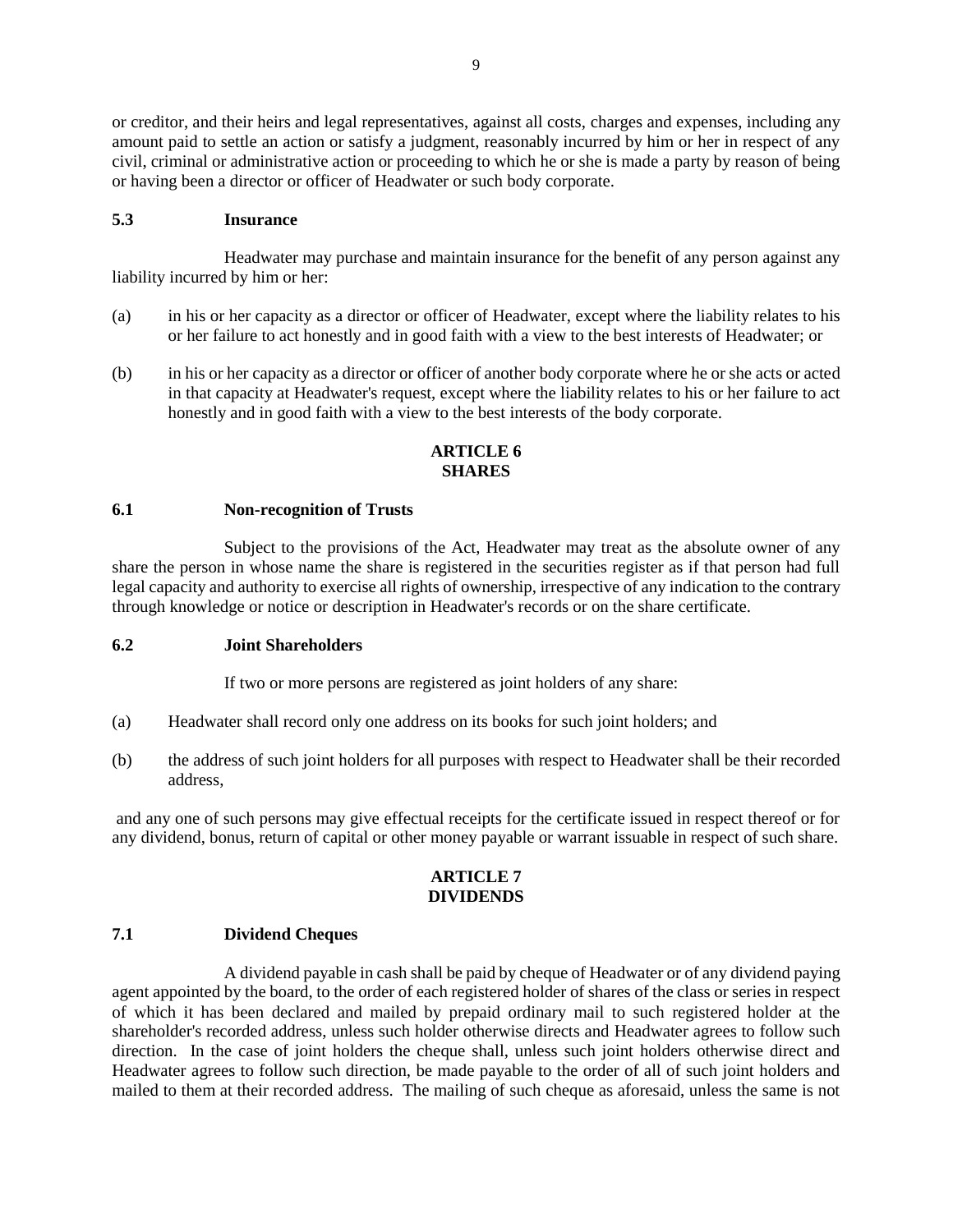or creditor, and their heirs and legal representatives, against all costs, charges and expenses, including any amount paid to settle an action or satisfy a judgment, reasonably incurred by him or her in respect of any civil, criminal or administrative action or proceeding to which he or she is made a party by reason of being or having been a director or officer of Headwater or such body corporate.

### 5.3 Insurance

Headwater may purchase and maintain insurance for the benefit of any person against any liability incurred by him or her:

(a) in his or her capacity as a director or officer of Headwater, except where the liability relates to his or her failure to act honestly and in good faith with a view to the best interests of Headwater; or

(b) in his or her capacity as a director or officer of another body corporate where he or she acts or acted in that capacity at Headwater's request, except where the liability relates to his or her failure to act honestly and in good faith with a view to the best interests of the body corporate.

## ARTICLE 6
## SHARES

### 6.1 Non-recognition of Trusts

Subject to the provisions of the Act, Headwater may treat as the absolute owner of any share the person in whose name the share is registered in the securities register as if that person had full legal capacity and authority to exercise all rights of ownership, irrespective of any indication to the contrary through knowledge or notice or description in Headwater's records or on the share certificate.

### 6.2 Joint Shareholders

If two or more persons are registered as joint holders of any share:

(a) Headwater shall record only one address on its books for such joint holders; and

(b) the address of such joint holders for all purposes with respect to Headwater shall be their recorded address,

and any one of such persons may give effectual receipts for the certificate issued in respect thereof or for any dividend, bonus, return of capital or other money payable or warrant issuable in respect of such share.

## ARTICLE 7
## DIVIDENDS

### 7.1 Dividend Cheques

A dividend payable in cash shall be paid by cheque of Headwater or of any dividend paying agent appointed by the board, to the order of each registered holder of shares of the class or series in respect of which it has been declared and mailed by prepaid ordinary mail to such registered holder at the shareholder's recorded address, unless such holder otherwise directs and Headwater agrees to follow such direction. In the case of joint holders the cheque shall, unless such joint holders otherwise direct and Headwater agrees to follow such direction, be made payable to the order of all of such joint holders and mailed to them at their recorded address. The mailing of such cheque as aforesaid, unless the same is not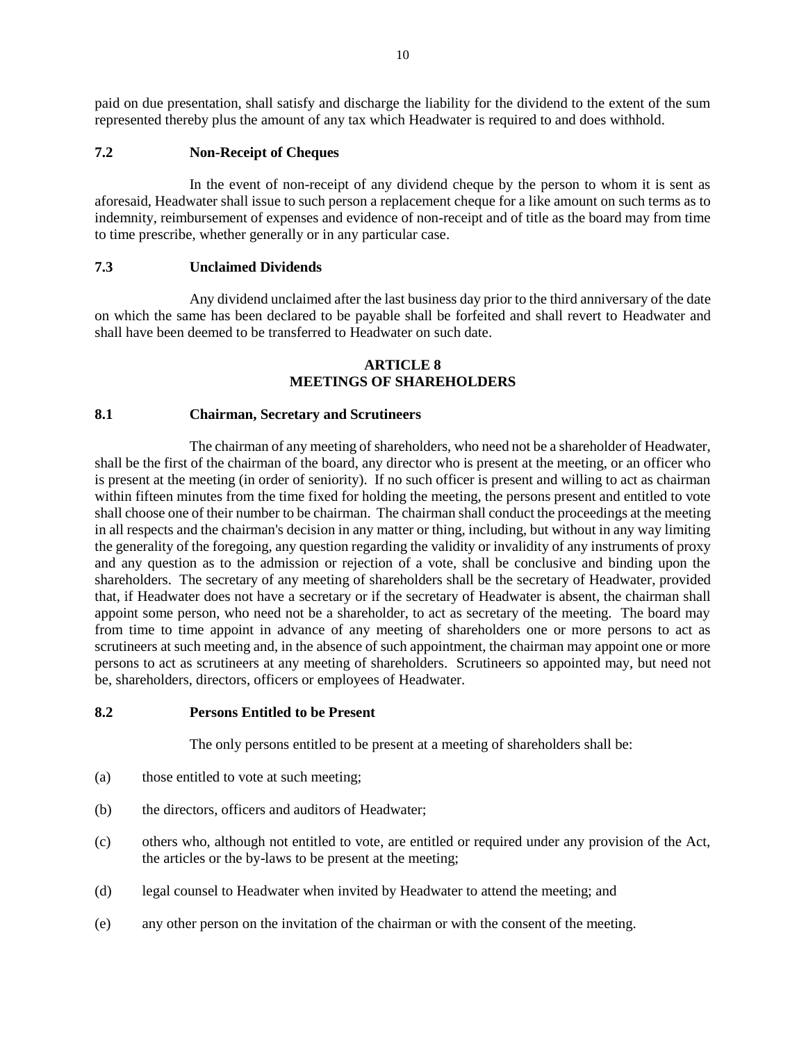paid on due presentation, shall satisfy and discharge the liability for the dividend to the extent of the sum represented thereby plus the amount of any tax which Headwater is required to and does withhold.

### 7.2 Non-Receipt of Cheques

In the event of non-receipt of any dividend cheque by the person to whom it is sent as aforesaid, Headwater shall issue to such person a replacement cheque for a like amount on such terms as to indemnity, reimbursement of expenses and evidence of non-receipt and of title as the board may from time to time prescribe, whether generally or in any particular case.

### 7.3 Unclaimed Dividends

Any dividend unclaimed after the last business day prior to the third anniversary of the date on which the same has been declared to be payable shall be forfeited and shall revert to Headwater and shall have been deemed to be transferred to Headwater on such date.

## ARTICLE 8
## MEETINGS OF SHAREHOLDERS

### 8.1 Chairman, Secretary and Scrutineers

The chairman of any meeting of shareholders, who need not be a shareholder of Headwater, shall be the first of the chairman of the board, any director who is present at the meeting, or an officer who is present at the meeting (in order of seniority). If no such officer is present and willing to act as chairman within fifteen minutes from the time fixed for holding the meeting, the persons present and entitled to vote shall choose one of their number to be chairman. The chairman shall conduct the proceedings at the meeting in all respects and the chairman's decision in any matter or thing, including, but without in any way limiting the generality of the foregoing, any question regarding the validity or invalidity of any instruments of proxy and any question as to the admission or rejection of a vote, shall be conclusive and binding upon the shareholders. The secretary of any meeting of shareholders shall be the secretary of Headwater, provided that, if Headwater does not have a secretary or if the secretary of Headwater is absent, the chairman shall appoint some person, who need not be a shareholder, to act as secretary of the meeting. The board may from time to time appoint in advance of any meeting of shareholders one or more persons to act as scrutineers at such meeting and, in the absence of such appointment, the chairman may appoint one or more persons to act as scrutineers at any meeting of shareholders. Scrutineers so appointed may, but need not be, shareholders, directors, officers or employees of Headwater.

### 8.2 Persons Entitled to be Present

The only persons entitled to be present at a meeting of shareholders shall be:

(a) those entitled to vote at such meeting;

(b) the directors, officers and auditors of Headwater;

(c) others who, although not entitled to vote, are entitled or required under any provision of the Act, the articles or the by-laws to be present at the meeting;

(d) legal counsel to Headwater when invited by Headwater to attend the meeting; and

(e) any other person on the invitation of the chairman or with the consent of the meeting.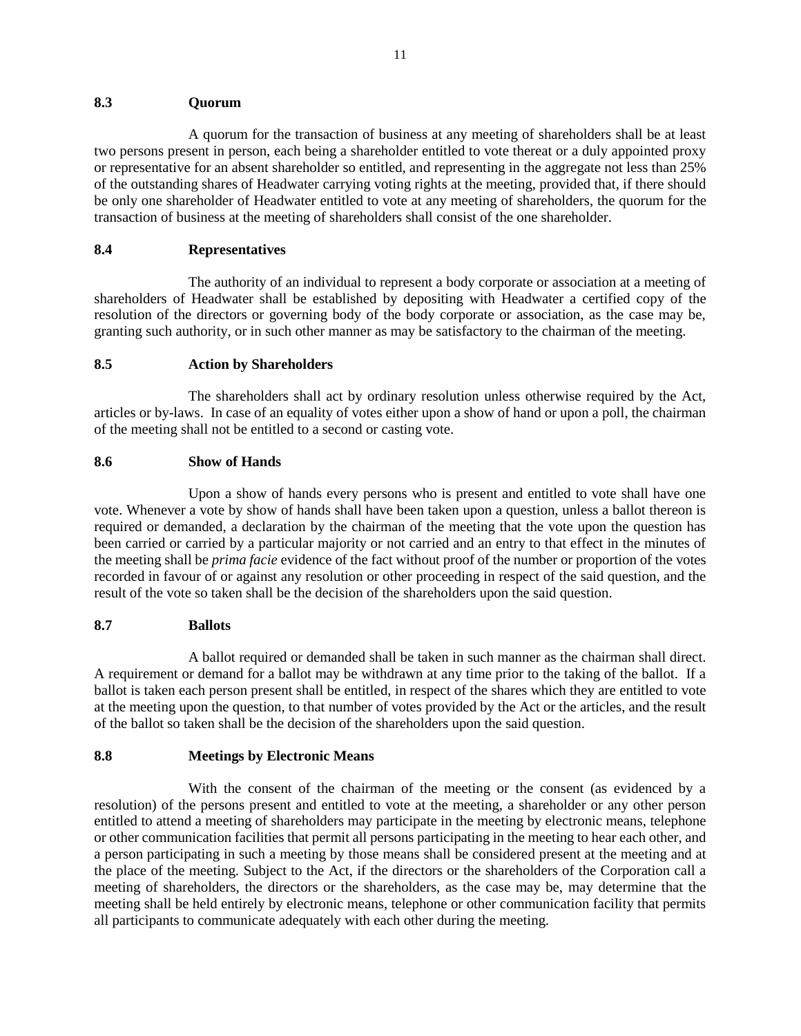### 8.3 Quorum

A quorum for the transaction of business at any meeting of shareholders shall be at least two persons present in person, each being a shareholder entitled to vote thereat or a duly appointed proxy or representative for an absent shareholder so entitled, and representing in the aggregate not less than 25% of the outstanding shares of Headwater carrying voting rights at the meeting, provided that, if there should be only one shareholder of Headwater entitled to vote at any meeting of shareholders, the quorum for the transaction of business at the meeting of shareholders shall consist of the one shareholder.

### 8.4 Representatives

The authority of an individual to represent a body corporate or association at a meeting of shareholders of Headwater shall be established by depositing with Headwater a certified copy of the resolution of the directors or governing body of the body corporate or association, as the case may be, granting such authority, or in such other manner as may be satisfactory to the chairman of the meeting.

### 8.5 Action by Shareholders

The shareholders shall act by ordinary resolution unless otherwise required by the Act, articles or by-laws. In case of an equality of votes either upon a show of hand or upon a poll, the chairman of the meeting shall not be entitled to a second or casting vote.

### 8.6 Show of Hands

Upon a show of hands every persons who is present and entitled to vote shall have one vote. Whenever a vote by show of hands shall have been taken upon a question, unless a ballot thereon is required or demanded, a declaration by the chairman of the meeting that the vote upon the question has been carried or carried by a particular majority or not carried and an entry to that effect in the minutes of the meeting shall be *prima facie* evidence of the fact without proof of the number or proportion of the votes recorded in favour of or against any resolution or other proceeding in respect of the said question, and the result of the vote so taken shall be the decision of the shareholders upon the said question.

### 8.7 Ballots

A ballot required or demanded shall be taken in such manner as the chairman shall direct. A requirement or demand for a ballot may be withdrawn at any time prior to the taking of the ballot. If a ballot is taken each person present shall be entitled, in respect of the shares which they are entitled to vote at the meeting upon the question, to that number of votes provided by the Act or the articles, and the result of the ballot so taken shall be the decision of the shareholders upon the said question.

### 8.8 Meetings by Electronic Means

With the consent of the chairman of the meeting or the consent (as evidenced by a resolution) of the persons present and entitled to vote at the meeting, a shareholder or any other person entitled to attend a meeting of shareholders may participate in the meeting by electronic means, telephone or other communication facilities that permit all persons participating in the meeting to hear each other, and a person participating in such a meeting by those means shall be considered present at the meeting and at the place of the meeting. Subject to the Act, if the directors or the shareholders of the Corporation call a meeting of shareholders, the directors or the shareholders, as the case may be, may determine that the meeting shall be held entirely by electronic means, telephone or other communication facility that permits all participants to communicate adequately with each other during the meeting.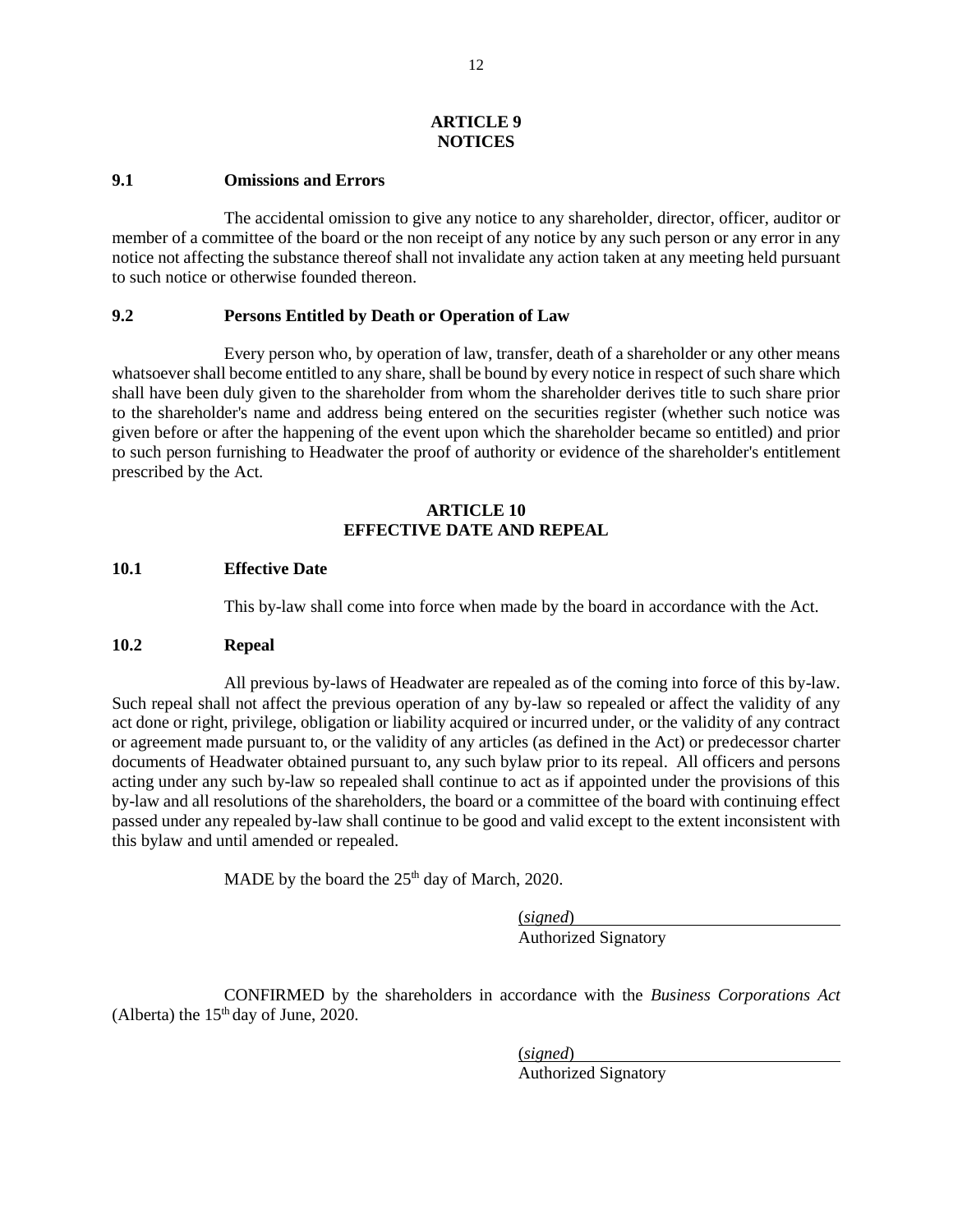## ARTICLE 9
## NOTICES

### 9.1 Omissions and Errors

The accidental omission to give any notice to any shareholder, director, officer, auditor or member of a committee of the board or the non receipt of any notice by any such person or any error in any notice not affecting the substance thereof shall not invalidate any action taken at any meeting held pursuant to such notice or otherwise founded thereon.

### 9.2 Persons Entitled by Death or Operation of Law

Every person who, by operation of law, transfer, death of a shareholder or any other means whatsoever shall become entitled to any share, shall be bound by every notice in respect of such share which shall have been duly given to the shareholder from whom the shareholder derives title to such share prior to the shareholder's name and address being entered on the securities register (whether such notice was given before or after the happening of the event upon which the shareholder became so entitled) and prior to such person furnishing to Headwater the proof of authority or evidence of the shareholder's entitlement prescribed by the Act.

## ARTICLE 10
## EFFECTIVE DATE AND REPEAL

### 10.1 Effective Date

This by-law shall come into force when made by the board in accordance with the Act.

### 10.2 Repeal

All previous by-laws of Headwater are repealed as of the coming into force of this by-law. Such repeal shall not affect the previous operation of any by-law so repealed or affect the validity of any act done or right, privilege, obligation or liability acquired or incurred under, or the validity of any contract or agreement made pursuant to, or the validity of any articles (as defined in the Act) or predecessor charter documents of Headwater obtained pursuant to, any such bylaw prior to its repeal. All officers and persons acting under any such by-law so repealed shall continue to act as if appointed under the provisions of this by-law and all resolutions of the shareholders, the board or a committee of the board with continuing effect passed under any repealed by-law shall continue to be good and valid except to the extent inconsistent with this bylaw and until amended or repealed.

MADE by the board the 25th day of March, 2020.

(*signed*)
Authorized Signatory

CONFIRMED by the shareholders in accordance with the *Business Corporations Act* (Alberta) the 15th day of June, 2020.

(*signed*)
Authorized Signatory